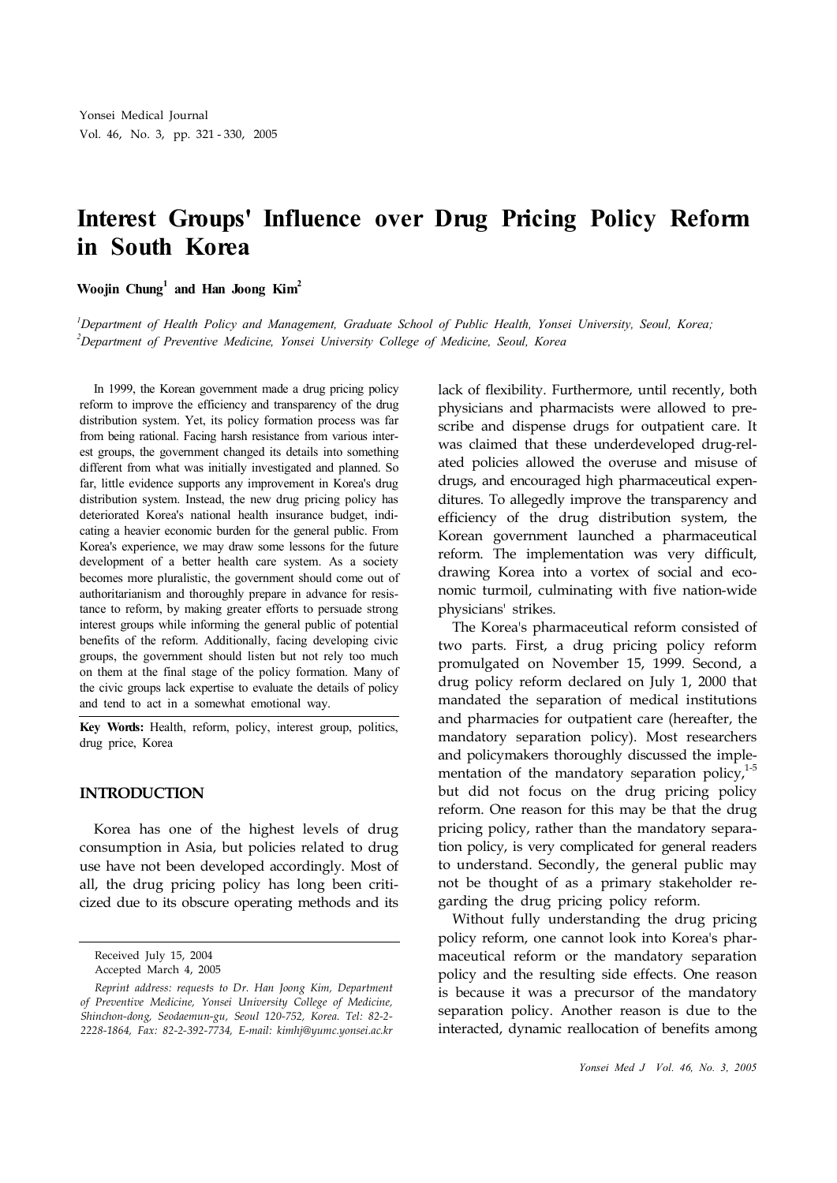# Interest Groups' Influence over Drug Pricing Policy Reform in South Korea

**Woojin Chung[1] and Han Joong Kim[2]**

*[1]Department of Health Policy and Management, Graduate School of Public Health, Yonsei University, Seoul, Korea;*
*[2]Department of Preventive Medicine, Yonsei University College of Medicine, Seoul, Korea*

In 1999, the Korean government made a drug pricing policy reform to improve the efficiency and transparency of the drug distribution system. Yet, its policy formation process was far from being rational. Facing harsh resistance from various interest groups, the government changed its details into something different from what was initially investigated and planned. So far, little evidence supports any improvement in Korea's drug distribution system. Instead, the new drug pricing policy has deteriorated Korea's national health insurance budget, indicating a heavier economic burden for the general public. From Korea's experience, we may draw some lessons for the future development of a better health care system. As a society becomes more pluralistic, the government should come out of authoritarianism and thoroughly prepare in advance for resistance to reform, by making greater efforts to persuade strong interest groups while informing the general public of potential benefits of the reform. Additionally, facing developing civic groups, the government should listen but not rely too much on them at the final stage of the policy formation. Many of the civic groups lack expertise to evaluate the details of policy and tend to act in a somewhat emotional way.

**Key Words:** Health, reform, policy, interest group, politics, drug price, Korea

## INTRODUCTION

Korea has one of the highest levels of drug consumption in Asia, but policies related to drug use have not been developed accordingly. Most of all, the drug pricing policy has long been criticized due to its obscure operating methods and its lack of flexibility. Furthermore, until recently, both physicians and pharmacists were allowed to prescribe and dispense drugs for outpatient care. It was claimed that these underdeveloped drug-related policies allowed the overuse and misuse of drugs, and encouraged high pharmaceutical expenditures. To allegedly improve the transparency and efficiency of the drug distribution system, the Korean government launched a pharmaceutical reform. The implementation was very difficult, drawing Korea into a vortex of social and economic turmoil, culminating with five nation-wide physicians' strikes.

The Korea's pharmaceutical reform consisted of two parts. First, a drug pricing policy reform promulgated on November 15, 1999. Second, a drug policy reform declared on July 1, 2000 that mandated the separation of medical institutions and pharmacies for outpatient care (hereafter, the mandatory separation policy). Most researchers and policymakers thoroughly discussed the implementation of the mandatory separation policy,[1-5] but did not focus on the drug pricing policy reform. One reason for this may be that the drug pricing policy, rather than the mandatory separation policy, is very complicated for general readers to understand. Secondly, the general public may not be thought of as a primary stakeholder regarding the drug pricing policy reform.

Without fully understanding the drug pricing policy reform, one cannot look into Korea's pharmaceutical reform or the mandatory separation policy and the resulting side effects. One reason is because it was a precursor of the mandatory separation policy. Another reason is due to the interacted, dynamic reallocation of benefits among

Received July 15, 2004
Accepted March 4, 2005

*Reprint address: requests to Dr. Han Joong Kim, Department of Preventive Medicine, Yonsei University College of Medicine, Shinchon-dong, Seodaemun-gu, Seoul 120-752, Korea. Tel: 82-2-2228-1864, Fax: 82-2-392-7734, E-mail: kimhj@yumc.yonsei.ac.kr*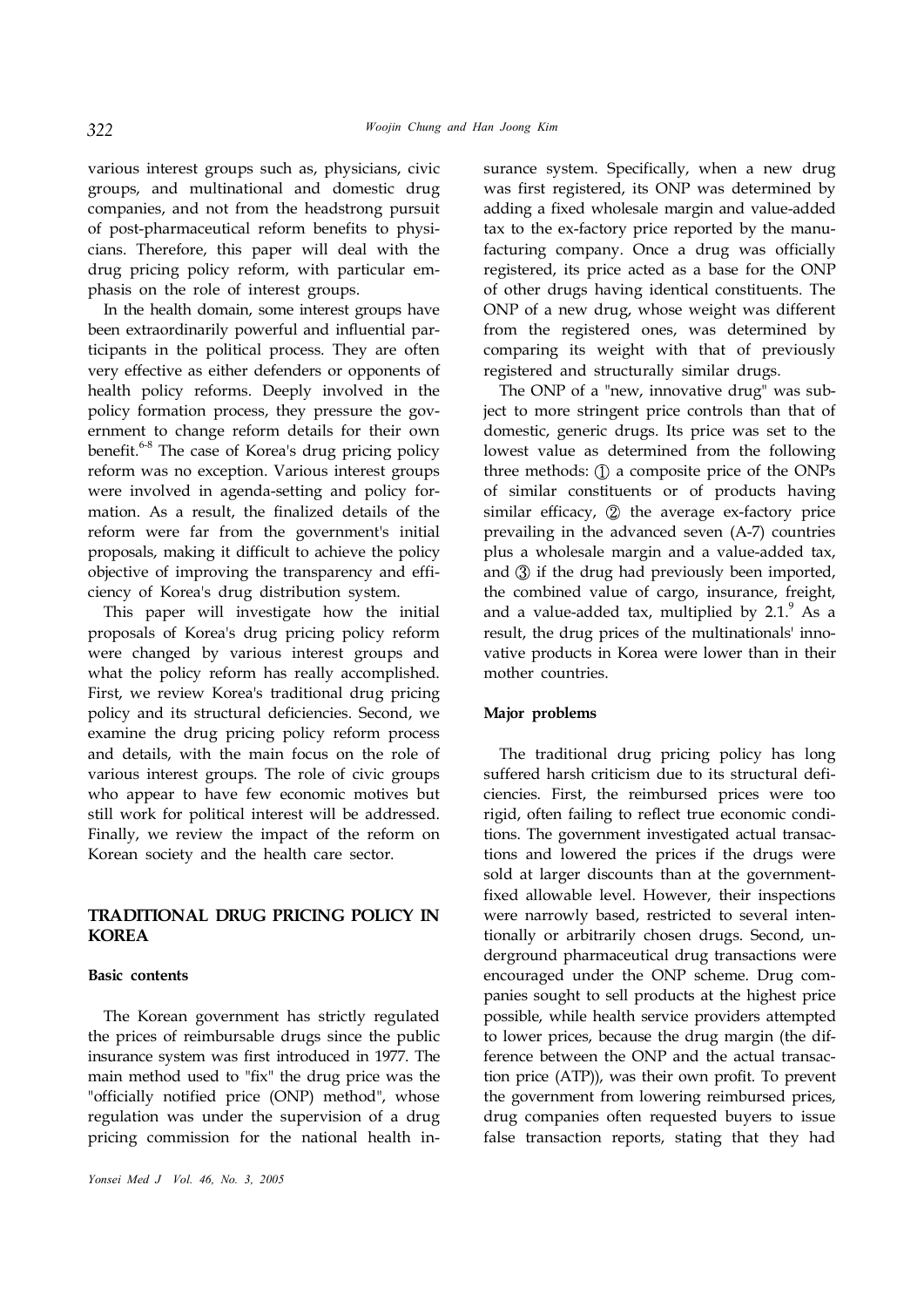various interest groups such as, physicians, civic groups, and multinational and domestic drug companies, and not from the headstrong pursuit of post-pharmaceutical reform benefits to physicians. Therefore, this paper will deal with the drug pricing policy reform, with particular emphasis on the role of interest groups.

In the health domain, some interest groups have been extraordinarily powerful and influential participants in the political process. They are often very effective as either defenders or opponents of health policy reforms. Deeply involved in the policy formation process, they pressure the government to change reform details for their own benefit.[6-8] The case of Korea's drug pricing policy reform was no exception. Various interest groups were involved in agenda-setting and policy formation. As a result, the finalized details of the reform were far from the government's initial proposals, making it difficult to achieve the policy objective of improving the transparency and efficiency of Korea's drug distribution system.

This paper will investigate how the initial proposals of Korea's drug pricing policy reform were changed by various interest groups and what the policy reform has really accomplished. First, we review Korea's traditional drug pricing policy and its structural deficiencies. Second, we examine the drug pricing policy reform process and details, with the main focus on the role of various interest groups. The role of civic groups who appear to have few economic motives but still work for political interest will be addressed. Finally, we review the impact of the reform on Korean society and the health care sector.

## TRADITIONAL DRUG PRICING POLICY IN KOREA

### Basic contents

The Korean government has strictly regulated the prices of reimbursable drugs since the public insurance system was first introduced in 1977. The main method used to "fix" the drug price was the "officially notified price (ONP) method", whose regulation was under the supervision of a drug pricing commission for the national health insurance system. Specifically, when a new drug was first registered, its ONP was determined by adding a fixed wholesale margin and value-added tax to the ex-factory price reported by the manufacturing company. Once a drug was officially registered, its price acted as a base for the ONP of other drugs having identical constituents. The ONP of a new drug, whose weight was different from the registered ones, was determined by comparing its weight with that of previously registered and structurally similar drugs.

The ONP of a "new, innovative drug" was subject to more stringent price controls than that of domestic, generic drugs. Its price was set to the lowest value as determined from the following three methods: ① a composite price of the ONPs of similar constituents or of products having similar efficacy, ② the average ex-factory price prevailing in the advanced seven (A-7) countries plus a wholesale margin and a value-added tax, and ③ if the drug had previously been imported, the combined value of cargo, insurance, freight, and a value-added tax, multiplied by 2.1.[9] As a result, the drug prices of the multinationals' innovative products in Korea were lower than in their mother countries.

### Major problems

The traditional drug pricing policy has long suffered harsh criticism due to its structural deficiencies. First, the reimbursed prices were too rigid, often failing to reflect true economic conditions. The government investigated actual transactions and lowered the prices if the drugs were sold at larger discounts than at the government-fixed allowable level. However, their inspections were narrowly based, restricted to several intentionally or arbitrarily chosen drugs. Second, underground pharmaceutical drug transactions were encouraged under the ONP scheme. Drug companies sought to sell products at the highest price possible, while health service providers attempted to lower prices, because the drug margin (the difference between the ONP and the actual transaction price (ATP)), was their own profit. To prevent the government from lowering reimbursed prices, drug companies often requested buyers to issue false transaction reports, stating that they had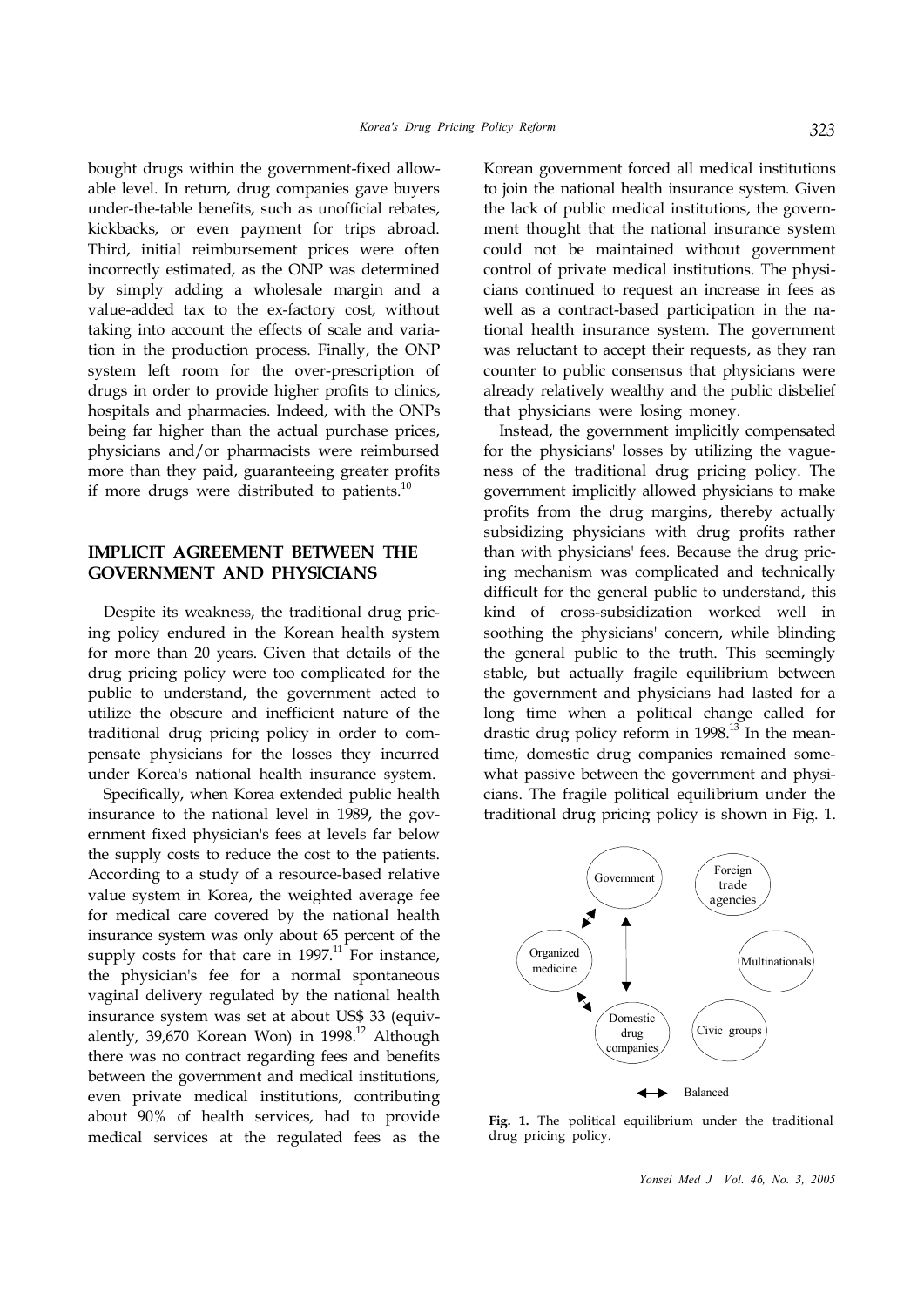bought drugs within the government-fixed allowable level. In return, drug companies gave buyers under-the-table benefits, such as unofficial rebates, kickbacks, or even payment for trips abroad. Third, initial reimbursement prices were often incorrectly estimated, as the ONP was determined by simply adding a wholesale margin and a value-added tax to the ex-factory cost, without taking into account the effects of scale and variation in the production process. Finally, the ONP system left room for the over-prescription of drugs in order to provide higher profits to clinics, hospitals and pharmacies. Indeed, with the ONPs being far higher than the actual purchase prices, physicians and/or pharmacists were reimbursed more than they paid, guaranteeing greater profits if more drugs were distributed to patients.[10]

## IMPLICIT AGREEMENT BETWEEN THE GOVERNMENT AND PHYSICIANS

Despite its weakness, the traditional drug pricing policy endured in the Korean health system for more than 20 years. Given that details of the drug pricing policy were too complicated for the public to understand, the government acted to utilize the obscure and inefficient nature of the traditional drug pricing policy in order to compensate physicians for the losses they incurred under Korea's national health insurance system.

Specifically, when Korea extended public health insurance to the national level in 1989, the government fixed physician's fees at levels far below the supply costs to reduce the cost to the patients. According to a study of a resource-based relative value system in Korea, the weighted average fee for medical care covered by the national health insurance system was only about 65 percent of the supply costs for that care in 1997.[11] For instance, the physician's fee for a normal spontaneous vaginal delivery regulated by the national health insurance system was set at about US$ 33 (equivalently, 39,670 Korean Won) in 1998.[12] Although there was no contract regarding fees and benefits between the government and medical institutions, even private medical institutions, contributing about 90% of health services, had to provide medical services at the regulated fees as the Korean government forced all medical institutions to join the national health insurance system. Given the lack of public medical institutions, the government thought that the national insurance system could not be maintained without government control of private medical institutions. The physicians continued to request an increase in fees as well as a contract-based participation in the national health insurance system. The government was reluctant to accept their requests, as they ran counter to public consensus that physicians were already relatively wealthy and the public disbelief that physicians were losing money.

Instead, the government implicitly compensated for the physicians' losses by utilizing the vagueness of the traditional drug pricing policy. The government implicitly allowed physicians to make profits from the drug margins, thereby actually subsidizing physicians with drug profits rather than with physicians' fees. Because the drug pricing mechanism was complicated and technically difficult for the general public to understand, this kind of cross-subsidization worked well in soothing the physicians' concern, while blinding the general public to the truth. This seemingly stable, but actually fragile equilibrium between the government and physicians had lasted for a long time when a political change called for drastic drug policy reform in 1998.[13] In the meantime, domestic drug companies remained somewhat passive between the government and physicians. The fragile political equilibrium under the traditional drug pricing policy is shown in Fig. 1.

Government

Foreign trade agencies

Organized medicine

Multinationals

Domestic drug companies

Civic groups

Balanced

**Fig. 1.** The political equilibrium under the traditional drug pricing policy.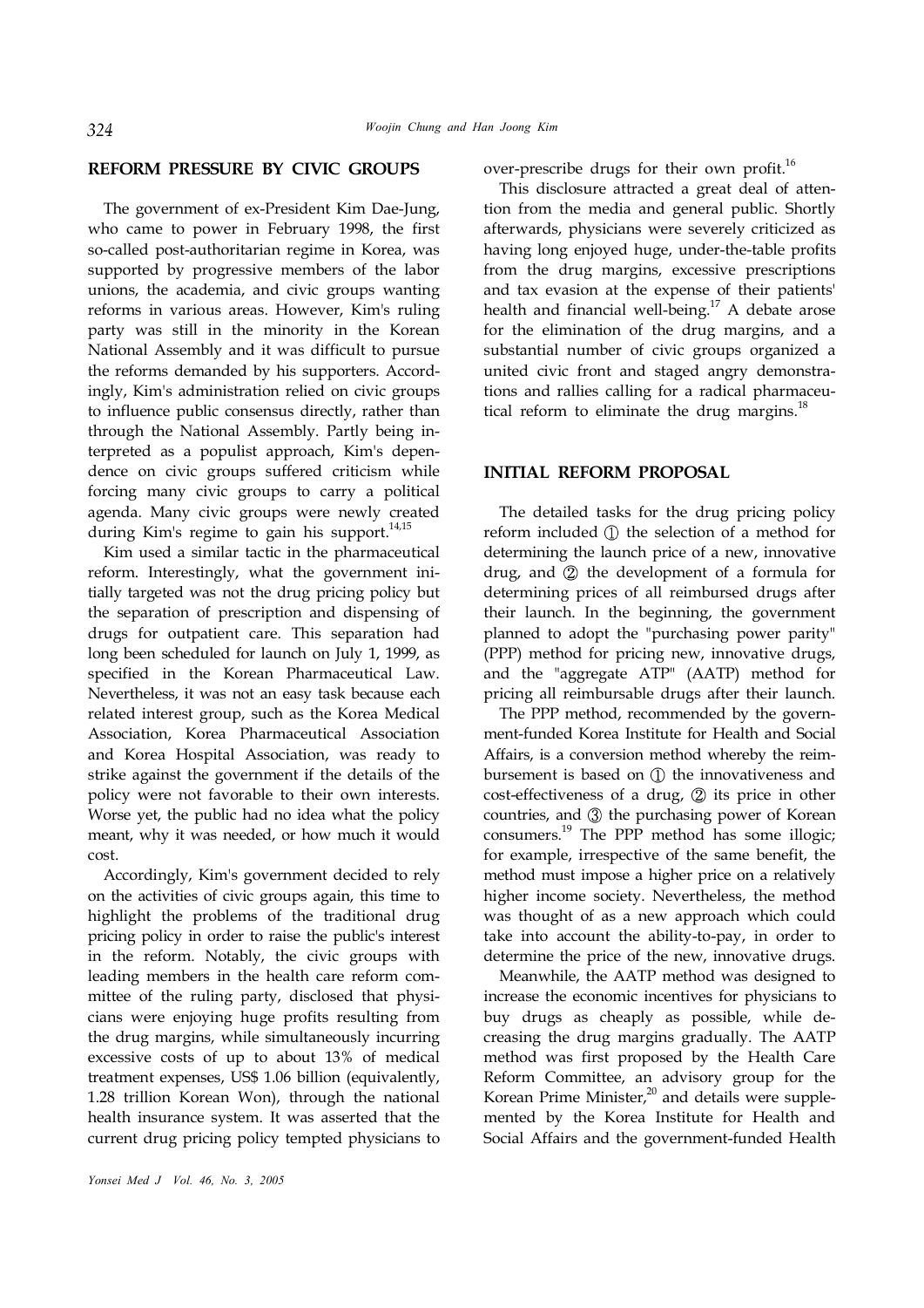## REFORM PRESSURE BY CIVIC GROUPS

The government of ex-President Kim Dae-Jung, who came to power in February 1998, the first so-called post-authoritarian regime in Korea, was supported by progressive members of the labor unions, the academia, and civic groups wanting reforms in various areas. However, Kim's ruling party was still in the minority in the Korean National Assembly and it was difficult to pursue the reforms demanded by his supporters. Accordingly, Kim's administration relied on civic groups to influence public consensus directly, rather than through the National Assembly. Partly being interpreted as a populist approach, Kim's dependence on civic groups suffered criticism while forcing many civic groups to carry a political agenda. Many civic groups were newly created during Kim's regime to gain his support.[14,15]

Kim used a similar tactic in the pharmaceutical reform. Interestingly, what the government initially targeted was not the drug pricing policy but the separation of prescription and dispensing of drugs for outpatient care. This separation had long been scheduled for launch on July 1, 1999, as specified in the Korean Pharmaceutical Law. Nevertheless, it was not an easy task because each related interest group, such as the Korea Medical Association, Korea Pharmaceutical Association and Korea Hospital Association, was ready to strike against the government if the details of the policy were not favorable to their own interests. Worse yet, the public had no idea what the policy meant, why it was needed, or how much it would cost.

Accordingly, Kim's government decided to rely on the activities of civic groups again, this time to highlight the problems of the traditional drug pricing policy in order to raise the public's interest in the reform. Notably, the civic groups with leading members in the health care reform committee of the ruling party, disclosed that physicians were enjoying huge profits resulting from the drug margins, while simultaneously incurring excessive costs of up to about 13% of medical treatment expenses, US$ 1.06 billion (equivalently, 1.28 trillion Korean Won), through the national health insurance system. It was asserted that the current drug pricing policy tempted physicians to over-prescribe drugs for their own profit.[16]

This disclosure attracted a great deal of attention from the media and general public. Shortly afterwards, physicians were severely criticized as having long enjoyed huge, under-the-table profits from the drug margins, excessive prescriptions and tax evasion at the expense of their patients' health and financial well-being.[17] A debate arose for the elimination of the drug margins, and a substantial number of civic groups organized a united civic front and staged angry demonstrations and rallies calling for a radical pharmaceutical reform to eliminate the drug margins.[18]

## INITIAL REFORM PROPOSAL

The detailed tasks for the drug pricing policy reform included ① the selection of a method for determining the launch price of a new, innovative drug, and ② the development of a formula for determining prices of all reimbursed drugs after their launch. In the beginning, the government planned to adopt the "purchasing power parity" (PPP) method for pricing new, innovative drugs, and the "aggregate ATP" (AATP) method for pricing all reimbursable drugs after their launch.

The PPP method, recommended by the government-funded Korea Institute for Health and Social Affairs, is a conversion method whereby the reimbursement is based on ① the innovativeness and cost-effectiveness of a drug, ② its price in other countries, and ③ the purchasing power of Korean consumers.[19] The PPP method has some illogic; for example, irrespective of the same benefit, the method must impose a higher price on a relatively higher income society. Nevertheless, the method was thought of as a new approach which could take into account the ability-to-pay, in order to determine the price of the new, innovative drugs.

Meanwhile, the AATP method was designed to increase the economic incentives for physicians to buy drugs as cheaply as possible, while decreasing the drug margins gradually. The AATP method was first proposed by the Health Care Reform Committee, an advisory group for the Korean Prime Minister,[20] and details were supplemented by the Korea Institute for Health and Social Affairs and the government-funded Health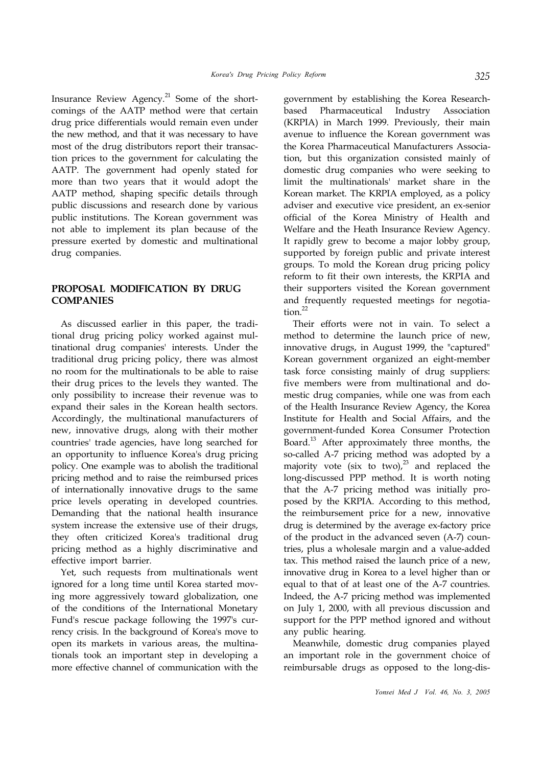Insurance Review Agency.[21] Some of the shortcomings of the AATP method were that certain drug price differentials would remain even under the new method, and that it was necessary to have most of the drug distributors report their transaction prices to the government for calculating the AATP. The government had openly stated for more than two years that it would adopt the AATP method, shaping specific details through public discussions and research done by various public institutions. The Korean government was not able to implement its plan because of the pressure exerted by domestic and multinational drug companies.

## PROPOSAL MODIFICATION BY DRUG COMPANIES

As discussed earlier in this paper, the traditional drug pricing policy worked against multinational drug companies' interests. Under the traditional drug pricing policy, there was almost no room for the multinationals to be able to raise their drug prices to the levels they wanted. The only possibility to increase their revenue was to expand their sales in the Korean health sectors. Accordingly, the multinational manufacturers of new, innovative drugs, along with their mother countries' trade agencies, have long searched for an opportunity to influence Korea's drug pricing policy. One example was to abolish the traditional pricing method and to raise the reimbursed prices of internationally innovative drugs to the same price levels operating in developed countries. Demanding that the national health insurance system increase the extensive use of their drugs, they often criticized Korea's traditional drug pricing method as a highly discriminative and effective import barrier.

Yet, such requests from multinationals went ignored for a long time until Korea started moving more aggressively toward globalization, one of the conditions of the International Monetary Fund's rescue package following the 1997's currency crisis. In the background of Korea's move to open its markets in various areas, the multinationals took an important step in developing a more effective channel of communication with the government by establishing the Korea Research-based Pharmaceutical Industry Association (KRPIA) in March 1999. Previously, their main avenue to influence the Korean government was the Korea Pharmaceutical Manufacturers Association, but this organization consisted mainly of domestic drug companies who were seeking to limit the multinationals' market share in the Korean market. The KRPIA employed, as a policy adviser and executive vice president, an ex-senior official of the Korea Ministry of Health and Welfare and the Heath Insurance Review Agency. It rapidly grew to become a major lobby group, supported by foreign public and private interest groups. To mold the Korean drug pricing policy reform to fit their own interests, the KRPIA and their supporters visited the Korean government and frequently requested meetings for negotiation.[22]

Their efforts were not in vain. To select a method to determine the launch price of new, innovative drugs, in August 1999, the "captured" Korean government organized an eight-member task force consisting mainly of drug suppliers: five members were from multinational and domestic drug companies, while one was from each of the Health Insurance Review Agency, the Korea Institute for Health and Social Affairs, and the government-funded Korea Consumer Protection Board.[13] After approximately three months, the so-called A-7 pricing method was adopted by a majority vote (six to two),[23] and replaced the long-discussed PPP method. It is worth noting that the A-7 pricing method was initially proposed by the KRPIA. According to this method, the reimbursement price for a new, innovative drug is determined by the average ex-factory price of the product in the advanced seven (A-7) countries, plus a wholesale margin and a value-added tax. This method raised the launch price of a new, innovative drug in Korea to a level higher than or equal to that of at least one of the A-7 countries. Indeed, the A-7 pricing method was implemented on July 1, 2000, with all previous discussion and support for the PPP method ignored and without any public hearing.

Meanwhile, domestic drug companies played an important role in the government choice of reimbursable drugs as opposed to the long-dis-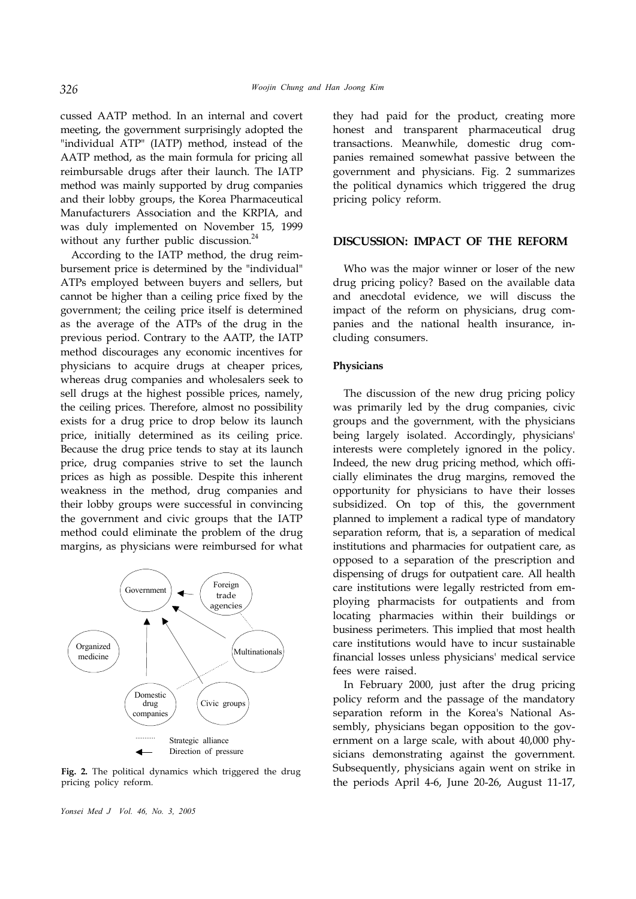cussed AATP method. In an internal and covert meeting, the government surprisingly adopted the "individual ATP" (IATP) method, instead of the AATP method, as the main formula for pricing all reimbursable drugs after their launch. The IATP method was mainly supported by drug companies and their lobby groups, the Korea Pharmaceutical Manufacturers Association and the KRPIA, and was duly implemented on November 15, 1999 without any further public discussion.[24]

According to the IATP method, the drug reimbursement price is determined by the "individual" ATPs employed between buyers and sellers, but cannot be higher than a ceiling price fixed by the government; the ceiling price itself is determined as the average of the ATPs of the drug in the previous period. Contrary to the AATP, the IATP method discourages any economic incentives for physicians to acquire drugs at cheaper prices, whereas drug companies and wholesalers seek to sell drugs at the highest possible prices, namely, the ceiling prices. Therefore, almost no possibility exists for a drug price to drop below its launch price, initially determined as its ceiling price. Because the drug price tends to stay at its launch price, drug companies strive to set the launch prices as high as possible. Despite this inherent weakness in the method, drug companies and their lobby groups were successful in convincing the government and civic groups that the IATP method could eliminate the problem of the drug margins, as physicians were reimbursed for what they had paid for the product, creating more honest and transparent pharmaceutical drug transactions. Meanwhile, domestic drug companies remained somewhat passive between the government and physicians. Fig. 2 summarizes the political dynamics which triggered the drug pricing policy reform.

Government

Foreign trade agencies

Organized medicine

Multinationals

Domestic drug companies

Civic groups

Strategic alliance

Direction of pressure

**Fig. 2.** The political dynamics which triggered the drug pricing policy reform.

## DISCUSSION: IMPACT OF THE REFORM

Who was the major winner or loser of the new drug pricing policy? Based on the available data and anecdotal evidence, we will discuss the impact of the reform on physicians, drug companies and the national health insurance, including consumers.

### Physicians

The discussion of the new drug pricing policy was primarily led by the drug companies, civic groups and the government, with the physicians being largely isolated. Accordingly, physicians' interests were completely ignored in the policy. Indeed, the new drug pricing method, which officially eliminates the drug margins, removed the opportunity for physicians to have their losses subsidized. On top of this, the government planned to implement a radical type of mandatory separation reform, that is, a separation of medical institutions and pharmacies for outpatient care, as opposed to a separation of the prescription and dispensing of drugs for outpatient care. All health care institutions were legally restricted from employing pharmacists for outpatients and from locating pharmacies within their buildings or business perimeters. This implied that most health care institutions would have to incur sustainable financial losses unless physicians' medical service fees were raised.

In February 2000, just after the drug pricing policy reform and the passage of the mandatory separation reform in the Korea's National Assembly, physicians began opposition to the government on a large scale, with about 40,000 physicians demonstrating against the government. Subsequently, physicians again went on strike in the periods April 4-6, June 20-26, August 11-17,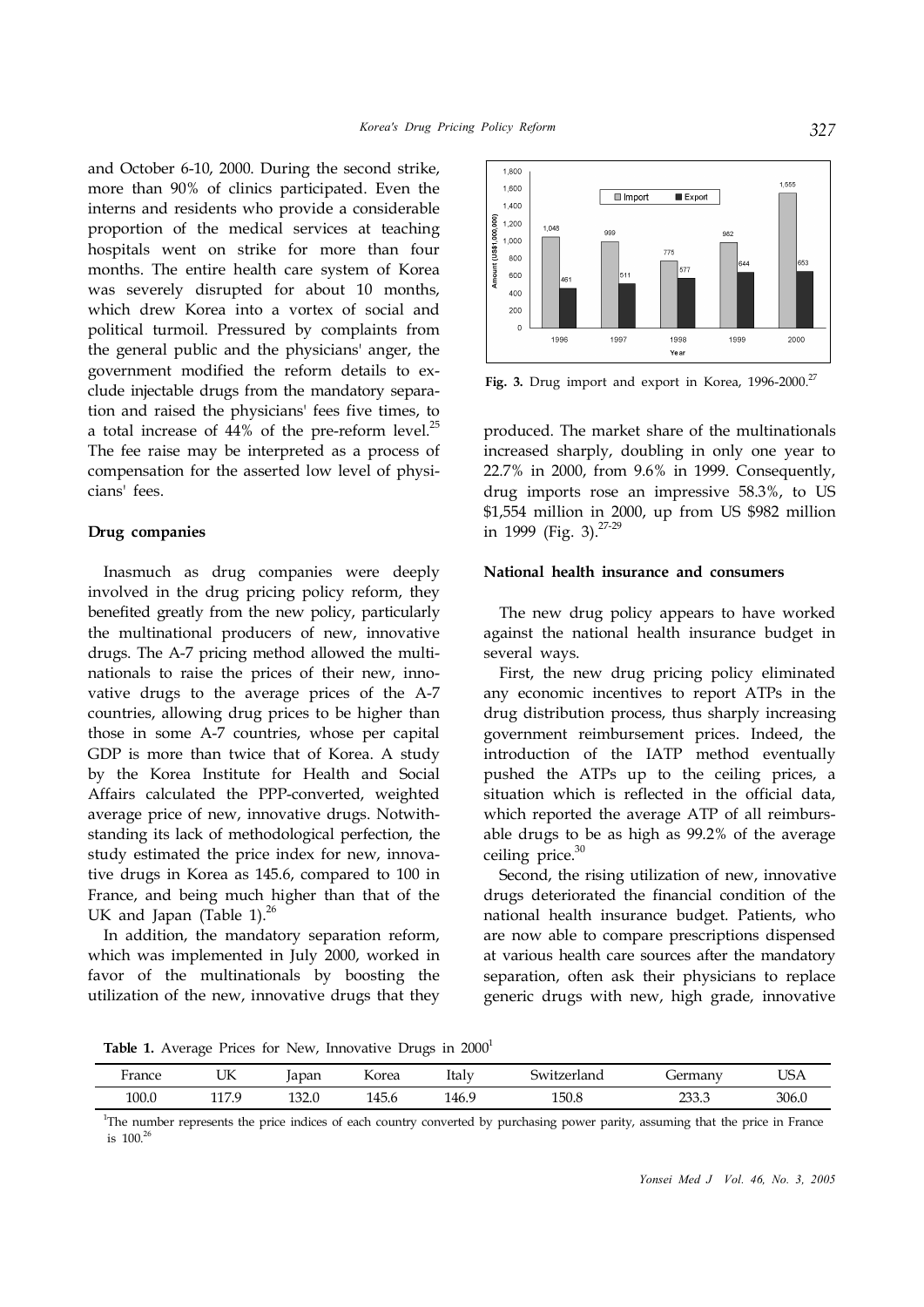and October 6-10, 2000. During the second strike, more than 90% of clinics participated. Even the interns and residents who provide a considerable proportion of the medical services at teaching hospitals went on strike for more than four months. The entire health care system of Korea was severely disrupted for about 10 months, which drew Korea into a vortex of social and political turmoil. Pressured by complaints from the general public and the physicians' anger, the government modified the reform details to exclude injectable drugs from the mandatory separation and raised the physicians' fees five times, to a total increase of 44% of the pre-reform level.[25] The fee raise may be interpreted as a process of compensation for the asserted low level of physicians' fees.

**Drug companies**

Inasmuch as drug companies were deeply involved in the drug pricing policy reform, they benefited greatly from the new policy, particularly the multinational producers of new, innovative drugs. The A-7 pricing method allowed the multinationals to raise the prices of their new, innovative drugs to the average prices of the A-7 countries, allowing drug prices to be higher than those in some A-7 countries, whose per capital GDP is more than twice that of Korea. A study by the Korea Institute for Health and Social Affairs calculated the PPP-converted, weighted average price of new, innovative drugs. Notwithstanding its lack of methodological perfection, the study estimated the price index for new, innovative drugs in Korea as 145.6, compared to 100 in France, and being much higher than that of the UK and Japan (Table 1).[26]

In addition, the mandatory separation reform, which was implemented in July 2000, worked in favor of the multinationals by boosting the utilization of the new, innovative drugs that they produced. The market share of the multinationals increased sharply, doubling in only one year to 22.7% in 2000, from 9.6% in 1999. Consequently, drug imports rose an impressive 58.3%, to US $1,554 million in 2000, up from US $982 million in 1999 (Fig. 3).[27-29]

1,800
1,600
1,400
1,200
1,000
800
600
400
200
0
Amount (US$1,000,000)
Import
Export
1,048
461
999
511
775
577
982
644
1,555
653
1996
1997
1998
1999
2000
Year

**Fig. 3.** Drug import and export in Korea, 1996-2000.[27]

**National health insurance and consumers**

The new drug policy appears to have worked against the national health insurance budget in several ways.

First, the new drug pricing policy eliminated any economic incentives to report ATPs in the drug distribution process, thus sharply increasing government reimbursement prices. Indeed, the introduction of the IATP method eventually pushed the ATPs up to the ceiling prices, a situation which is reflected in the official data, which reported the average ATP of all reimbursable drugs to be as high as 99.2% of the average ceiling price.[30]

Second, the rising utilization of new, innovative drugs deteriorated the financial condition of the national health insurance budget. Patients, who are now able to compare prescriptions dispensed at various health care sources after the mandatory separation, often ask their physicians to replace generic drugs with new, high grade, innovative

**Table 1.** Average Prices for New, Innovative Drugs in 2000[1]

| France | UK | Japan | Korea | Italy | Switzerland | Germany | USA |
|---|---|---|---|---|---|---|---|
| 100.0 | 117.9 | 132.0 | 145.6 | 146.9 | 150.8 | 233.3 | 306.0 |

[1]The number represents the price indices of each country converted by purchasing power parity, assuming that the price in France is 100.[26]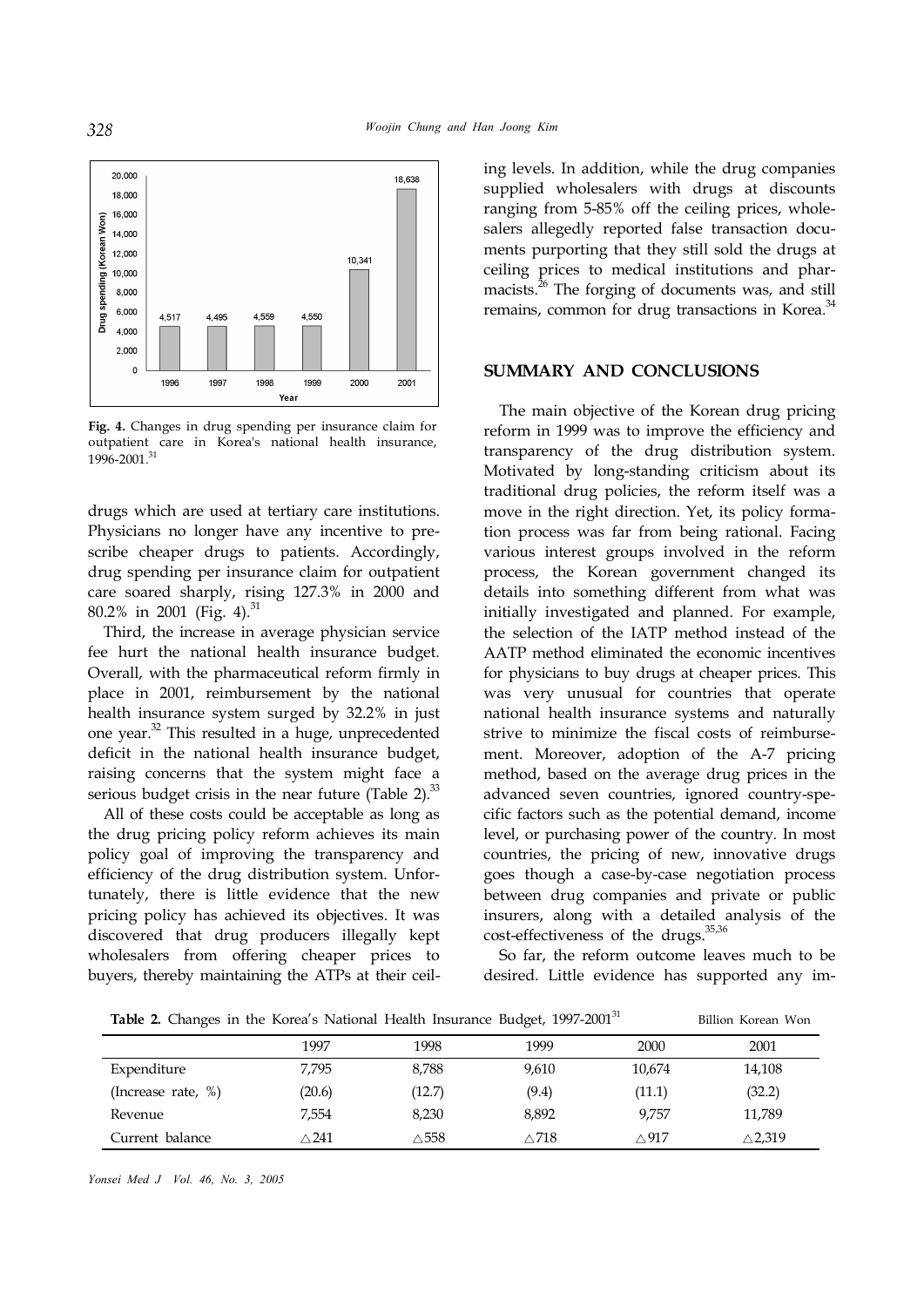20,000
18,000
16,000
14,000
12,000
10,000
8,000
6,000
4,000
2,000
0

Drug spending (Korean Won)

4,517 4,495 4,559 4,550 10,341 18,638

1996 1997 1998 1999 2000 2001

Year

**Fig. 4.** Changes in drug spending per insurance claim for outpatient care in Korea's national health insurance, 1996-2001.[31]

drugs which are used at tertiary care institutions. Physicians no longer have any incentive to prescribe cheaper drugs to patients. Accordingly, drug spending per insurance claim for outpatient care soared sharply, rising 127.3% in 2000 and 80.2% in 2001 (Fig. 4).[31]

Third, the increase in average physician service fee hurt the national health insurance budget. Overall, with the pharmaceutical reform firmly in place in 2001, reimbursement by the national health insurance system surged by 32.2% in just one year.[32] This resulted in a huge, unprecedented deficit in the national health insurance budget, raising concerns that the system might face a serious budget crisis in the near future (Table 2).[33]

All of these costs could be acceptable as long as the drug pricing policy reform achieves its main policy goal of improving the transparency and efficiency of the drug distribution system. Unfortunately, there is little evidence that the new pricing policy has achieved its objectives. It was discovered that drug producers illegally kept wholesalers from offering cheaper prices to buyers, thereby maintaining the ATPs at their ceiling levels. In addition, while the drug companies supplied wholesalers with drugs at discounts ranging from 5-85% off the ceiling prices, wholesalers allegedly reported false transaction documents purporting that they still sold the drugs at ceiling prices to medical institutions and pharmacists.[26] The forging of documents was, and still remains, common for drug transactions in Korea.[34]

## SUMMARY AND CONCLUSIONS

The main objective of the Korean drug pricing reform in 1999 was to improve the efficiency and transparency of the drug distribution system. Motivated by long-standing criticism about its traditional drug policies, the reform itself was a move in the right direction. Yet, its policy formation process was far from being rational. Facing various interest groups involved in the reform process, the Korean government changed its details into something different from what was initially investigated and planned. For example, the selection of the IATP method instead of the AATP method eliminated the economic incentives for physicians to buy drugs at cheaper prices. This was very unusual for countries that operate national health insurance systems and naturally strive to minimize the fiscal costs of reimbursement. Moreover, adoption of the A-7 pricing method, based on the average drug prices in the advanced seven countries, ignored country-specific factors such as the potential demand, income level, or purchasing power of the country. In most countries, the pricing of new, innovative drugs goes though a case-by-case negotiation process between drug companies and private or public insurers, along with a detailed analysis of the cost-effectiveness of the drugs.[35,36]

So far, the reform outcome leaves much to be desired. Little evidence has supported any im-

**Table 2.** Changes in the Korea's National Health Insurance Budget, 1997-2001[31] Billion Korean Won

| | 1997 | 1998 | 1999 | 2000 | 2001 |
|---|---|---|---|---|---|
| Expenditure | 7,795 | 8,788 | 9,610 | 10,674 | 14,108 |
| (Increase rate, %) | (20.6) | (12.7) | (9.4) | (11.1) | (32.2) |
| Revenue | 7,554 | 8,230 | 8,892 | 9,757 | 11,789 |
| Current balance | △241 | △558 | △718 | △917 | △2,319 |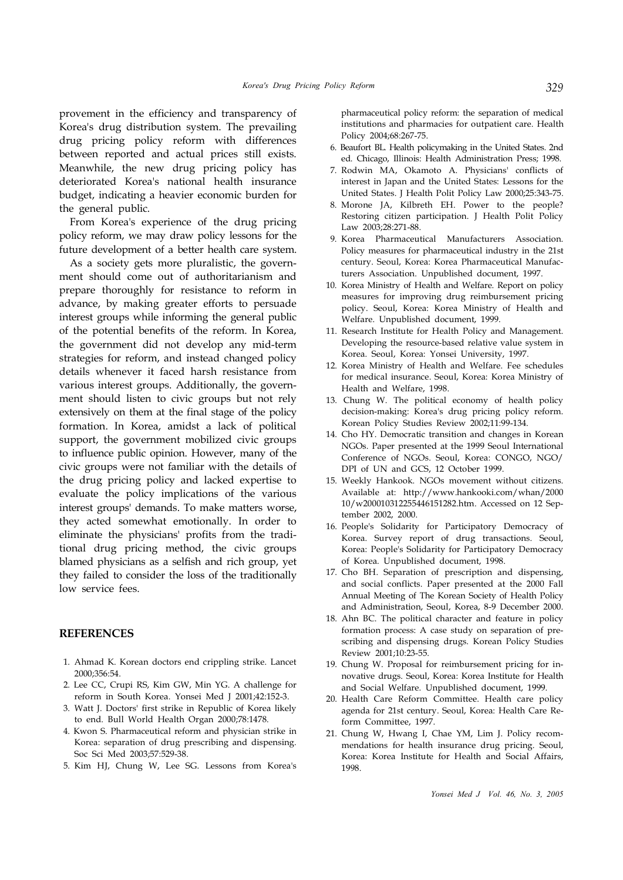provement in the efficiency and transparency of Korea's drug distribution system. The prevailing drug pricing policy reform with differences between reported and actual prices still exists. Meanwhile, the new drug pricing policy has deteriorated Korea's national health insurance budget, indicating a heavier economic burden for the general public.

From Korea's experience of the drug pricing policy reform, we may draw policy lessons for the future development of a better health care system.

As a society gets more pluralistic, the government should come out of authoritarianism and prepare thoroughly for resistance to reform in advance, by making greater efforts to persuade interest groups while informing the general public of the potential benefits of the reform. In Korea, the government did not develop any mid-term strategies for reform, and instead changed policy details whenever it faced harsh resistance from various interest groups. Additionally, the government should listen to civic groups but not rely extensively on them at the final stage of the policy formation. In Korea, amidst a lack of political support, the government mobilized civic groups to influence public opinion. However, many of the civic groups were not familiar with the details of the drug pricing policy and lacked expertise to evaluate the policy implications of the various interest groups' demands. To make matters worse, they acted somewhat emotionally. In order to eliminate the physicians' profits from the traditional drug pricing method, the civic groups blamed physicians as a selfish and rich group, yet they failed to consider the loss of the traditionally low service fees.

## REFERENCES

1. Ahmad K. Korean doctors end crippling strike. Lancet 2000;356:54.
2. Lee CC, Crupi RS, Kim GW, Min YG. A challenge for reform in South Korea. Yonsei Med J 2001;42:152-3.
3. Watt J. Doctors' first strike in Republic of Korea likely to end. Bull World Health Organ 2000;78:1478.
4. Kwon S. Pharmaceutical reform and physician strike in Korea: separation of drug prescribing and dispensing. Soc Sci Med 2003;57:529-38.
5. Kim HJ, Chung W, Lee SG. Lessons from Korea's pharmaceutical policy reform: the separation of medical institutions and pharmacies for outpatient care. Health Policy 2004;68:267-75.
6. Beaufort BL. Health policymaking in the United States. 2nd ed. Chicago, Illinois: Health Administration Press; 1998.
7. Rodwin MA, Okamoto A. Physicians' conflicts of interest in Japan and the United States: Lessons for the United States. J Health Polit Policy Law 2000;25:343-75.
8. Morone JA, Kilbreth EH. Power to the people? Restoring citizen participation. J Health Polit Policy Law 2003;28:271-88.
9. Korea Pharmaceutical Manufacturers Association. Policy measures for pharmaceutical industry in the 21st century. Seoul, Korea: Korea Pharmaceutical Manufacturers Association. Unpublished document, 1997.
10. Korea Ministry of Health and Welfare. Report on policy measures for improving drug reimbursement pricing policy. Seoul, Korea: Korea Ministry of Health and Welfare. Unpublished document, 1999.
11. Research Institute for Health Policy and Management. Developing the resource-based relative value system in Korea. Seoul, Korea: Yonsei University, 1997.
12. Korea Ministry of Health and Welfare. Fee schedules for medical insurance. Seoul, Korea: Korea Ministry of Health and Welfare, 1998.
13. Chung W. The political economy of health policy decision-making: Korea's drug pricing policy reform. Korean Policy Studies Review 2002;11:99-134.
14. Cho HY. Democratic transition and changes in Korean NGOs. Paper presented at the 1999 Seoul International Conference of NGOs. Seoul, Korea: CONGO, NGO/DPI of UN and GCS, 12 October 1999.
15. Weekly Hankook. NGOs movement without citizens. Available at: http://www.hankooki.com/whan/200010/w200010312255446151282.htm. Accessed on 12 September 2002, 2000.
16. People's Solidarity for Participatory Democracy of Korea. Survey report of drug transactions. Seoul, Korea: People's Solidarity for Participatory Democracy of Korea. Unpublished document, 1998.
17. Cho BH. Separation of prescription and dispensing, and social conflicts. Paper presented at the 2000 Fall Annual Meeting of The Korean Society of Health Policy and Administration, Seoul, Korea, 8-9 December 2000.
18. Ahn BC. The political character and feature in policy formation process: A case study on separation of prescribing and dispensing drugs. Korean Policy Studies Review 2001;10:23-55.
19. Chung W. Proposal for reimbursement pricing for innovative drugs. Seoul, Korea: Korea Institute for Health and Social Welfare. Unpublished document, 1999.
20. Health Care Reform Committee. Health care policy agenda for 21st century. Seoul, Korea: Health Care Reform Committee, 1997.
21. Chung W, Hwang I, Chae YM, Lim J. Policy recommendations for health insurance drug pricing. Seoul, Korea: Korea Institute for Health and Social Affairs, 1998.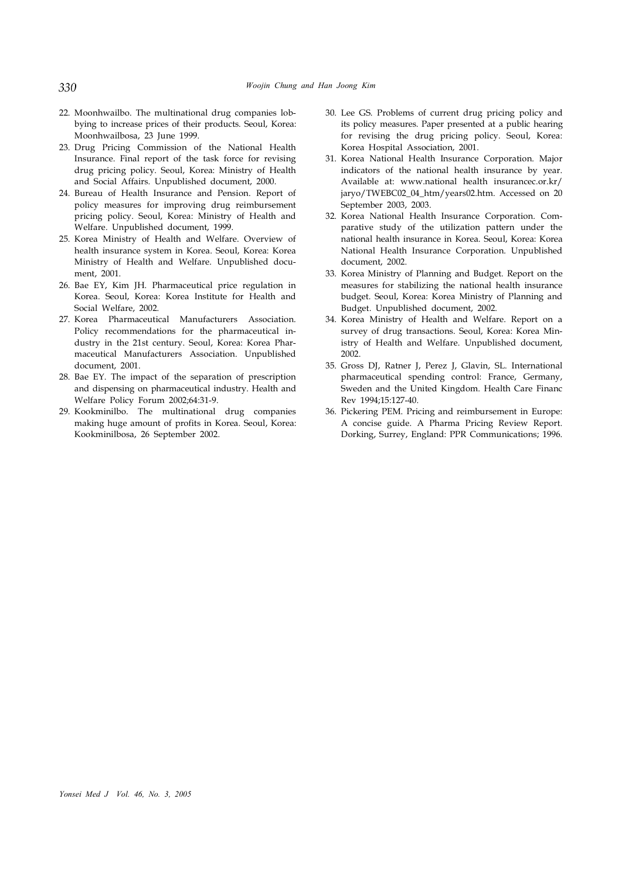22. Moonhwailbo. The multinational drug companies lobbying to increase prices of their products. Seoul, Korea: Moonhwailbosa, 23 June 1999.
23. Drug Pricing Commission of the National Health Insurance. Final report of the task force for revising drug pricing policy. Seoul, Korea: Ministry of Health and Social Affairs. Unpublished document, 2000.
24. Bureau of Health Insurance and Pension. Report of policy measures for improving drug reimbursement pricing policy. Seoul, Korea: Ministry of Health and Welfare. Unpublished document, 1999.
25. Korea Ministry of Health and Welfare. Overview of health insurance system in Korea. Seoul, Korea: Korea Ministry of Health and Welfare. Unpublished document, 2001.
26. Bae EY, Kim JH. Pharmaceutical price regulation in Korea. Seoul, Korea: Korea Institute for Health and Social Welfare, 2002.
27. Korea Pharmaceutical Manufacturers Association. Policy recommendations for the pharmaceutical industry in the 21st century. Seoul, Korea: Korea Pharmaceutical Manufacturers Association. Unpublished document, 2001.
28. Bae EY. The impact of the separation of prescription and dispensing on pharmaceutical industry. Health and Welfare Policy Forum 2002;64:31-9.
29. Kookminilbo. The multinational drug companies making huge amount of profits in Korea. Seoul, Korea: Kookminilbosa, 26 September 2002.
30. Lee GS. Problems of current drug pricing policy and its policy measures. Paper presented at a public hearing for revising the drug pricing policy. Seoul, Korea: Korea Hospital Association, 2001.
31. Korea National Health Insurance Corporation. Major indicators of the national health insurance by year. Available at: www.national health insurancec.or.kr/jaryo/TWEBC02_04_htm/years02.htm. Accessed on 20 September 2003, 2003.
32. Korea National Health Insurance Corporation. Comparative study of the utilization pattern under the national health insurance in Korea. Seoul, Korea: Korea National Health Insurance Corporation. Unpublished document, 2002.
33. Korea Ministry of Planning and Budget. Report on the measures for stabilizing the national health insurance budget. Seoul, Korea: Korea Ministry of Planning and Budget. Unpublished document, 2002.
34. Korea Ministry of Health and Welfare. Report on a survey of drug transactions. Seoul, Korea: Korea Ministry of Health and Welfare. Unpublished document, 2002.
35. Gross DJ, Ratner J, Perez J, Glavin, SL. International pharmaceutical spending control: France, Germany, Sweden and the United Kingdom. Health Care Financ Rev 1994;15:127-40.
36. Pickering PEM. Pricing and reimbursement in Europe: A concise guide. A Pharma Pricing Review Report. Dorking, Surrey, England: PPR Communications; 1996.